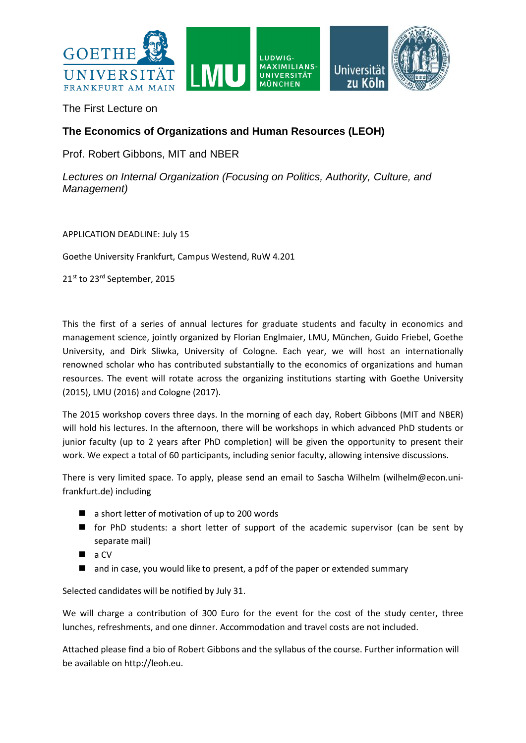The First Lecture on

## The Economics of Organizations and Human Resources (LEOH)

Prof. Robert Gibbons, MIT and NBER

*Lectures on Internal Organization (Focusing on Politics, Authority, Culture, and Management)*

APPLICATION DEADLINE: July 15

Goethe University Frankfurt, Campus Westend, RuW 4.201

21st to 23rd September, 2015

This the first of a series of annual lectures for graduate students and faculty in economics and management science, jointly organized by Florian Englmaier, LMU, München, Guido Friebel, Goethe University, and Dirk Sliwka, University of Cologne. Each year, we will host an internationally renowned scholar who has contributed substantially to the economics of organizations and human resources. The event will rotate across the organizing institutions starting with Goethe University (2015), LMU (2016) and Cologne (2017).

The 2015 workshop covers three days. In the morning of each day, Robert Gibbons (MIT and NBER) will hold his lectures. In the afternoon, there will be workshops in which advanced PhD students or junior faculty (up to 2 years after PhD completion) will be given the opportunity to present their work. We expect a total of 60 participants, including senior faculty, allowing intensive discussions.

There is very limited space. To apply, please send an email to Sascha Wilhelm (wilhelm@econ.uni-frankfurt.de) including

- a short letter of motivation of up to 200 words
- for PhD students: a short letter of support of the academic supervisor (can be sent by separate mail)
- a CV
- and in case, you would like to present, a pdf of the paper or extended summary

Selected candidates will be notified by July 31.

We will charge a contribution of 300 Euro for the event for the cost of the study center, three lunches, refreshments, and one dinner. Accommodation and travel costs are not included.

Attached please find a bio of Robert Gibbons and the syllabus of the course. Further information will be available on http://leoh.eu.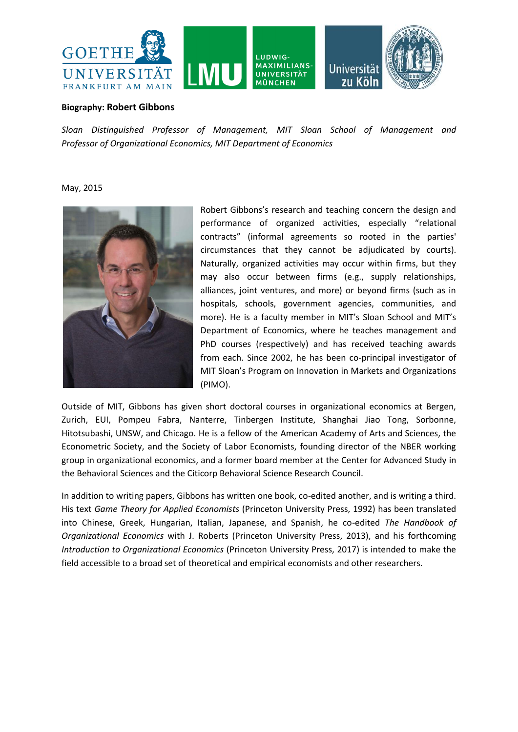**Biography: Robert Gibbons**

*Sloan Distinguished Professor of Management, MIT Sloan School of Management and Professor of Organizational Economics, MIT Department of Economics*

May, 2015

Robert Gibbons's research and teaching concern the design and performance of organized activities, especially "relational contracts" (informal agreements so rooted in the parties' circumstances that they cannot be adjudicated by courts). Naturally, organized activities may occur within firms, but they may also occur between firms (e.g., supply relationships, alliances, joint ventures, and more) or beyond firms (such as in hospitals, schools, government agencies, communities, and more). He is a faculty member in MIT's Sloan School and MIT's Department of Economics, where he teaches management and PhD courses (respectively) and has received teaching awards from each. Since 2002, he has been co-principal investigator of MIT Sloan's Program on Innovation in Markets and Organizations (PIMO).

Outside of MIT, Gibbons has given short doctoral courses in organizational economics at Bergen, Zurich, EUI, Pompeu Fabra, Nanterre, Tinbergen Institute, Shanghai Jiao Tong, Sorbonne, Hitotsubashi, UNSW, and Chicago. He is a fellow of the American Academy of Arts and Sciences, the Econometric Society, and the Society of Labor Economists, founding director of the NBER working group in organizational economics, and a former board member at the Center for Advanced Study in the Behavioral Sciences and the Citicorp Behavioral Science Research Council.

In addition to writing papers, Gibbons has written one book, co-edited another, and is writing a third. His text *Game Theory for Applied Economists* (Princeton University Press, 1992) has been translated into Chinese, Greek, Hungarian, Italian, Japanese, and Spanish, he co-edited *The Handbook of Organizational Economics* with J. Roberts (Princeton University Press, 2013), and his forthcoming *Introduction to Organizational Economics* (Princeton University Press, 2017) is intended to make the field accessible to a broad set of theoretical and empirical economists and other researchers.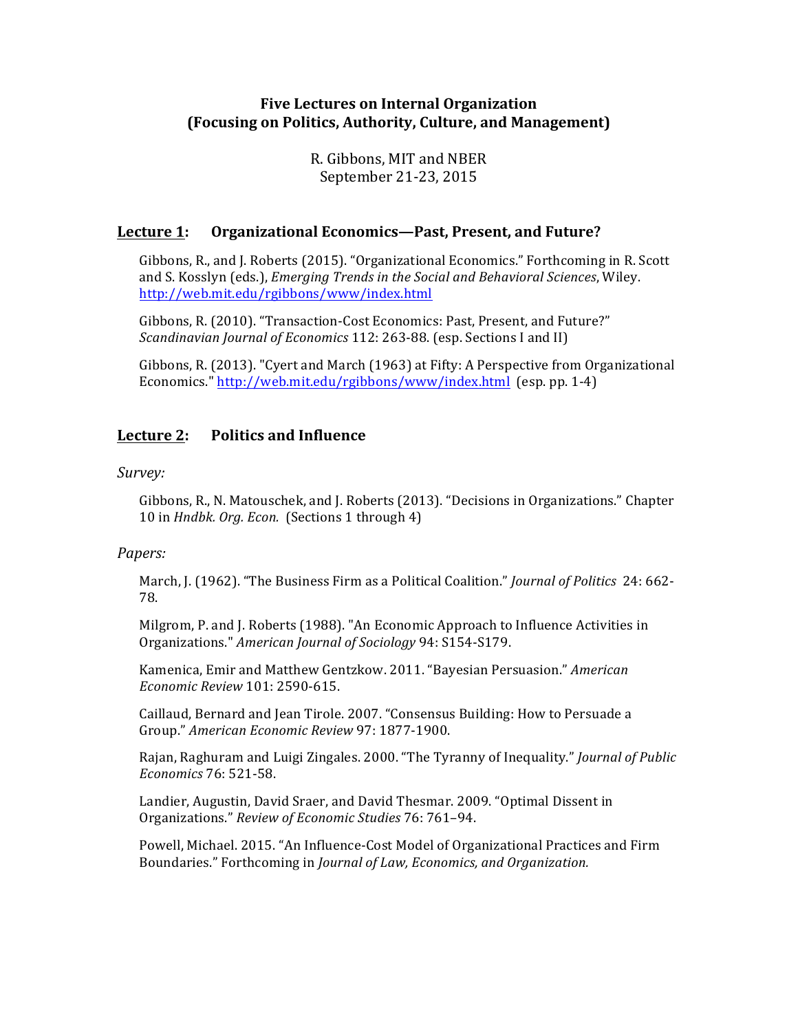**Five Lectures on Internal Organization**
**(Focusing on Politics, Authority, Culture, and Management)**

R. Gibbons, MIT and NBER
September 21-23, 2015

## Lecture 1: Organizational Economics—Past, Present, and Future?

Gibbons, R., and J. Roberts (2015). "Organizational Economics." Forthcoming in R. Scott and S. Kosslyn (eds.), *Emerging Trends in the Social and Behavioral Sciences*, Wiley. http://web.mit.edu/rgibbons/www/index.html

Gibbons, R. (2010). "Transaction-Cost Economics: Past, Present, and Future?" *Scandinavian Journal of Economics* 112: 263-88. (esp. Sections I and II)

Gibbons, R. (2013). "Cyert and March (1963) at Fifty: A Perspective from Organizational Economics." http://web.mit.edu/rgibbons/www/index.html (esp. pp. 1-4)

## Lecture 2: Politics and Influence

*Survey:*

Gibbons, R., N. Matouschek, and J. Roberts (2013). "Decisions in Organizations." Chapter 10 in *Hndbk. Org. Econ.* (Sections 1 through 4)

*Papers:*

March, J. (1962). "The Business Firm as a Political Coalition." *Journal of Politics* 24: 662-78.

Milgrom, P. and J. Roberts (1988). "An Economic Approach to Influence Activities in Organizations." *American Journal of Sociology* 94: S154-S179.

Kamenica, Emir and Matthew Gentzkow. 2011. "Bayesian Persuasion." *American Economic Review* 101: 2590-615.

Caillaud, Bernard and Jean Tirole. 2007. "Consensus Building: How to Persuade a Group." *American Economic Review* 97: 1877-1900.

Rajan, Raghuram and Luigi Zingales. 2000. "The Tyranny of Inequality." *Journal of Public Economics* 76: 521-58.

Landier, Augustin, David Sraer, and David Thesmar. 2009. "Optimal Dissent in Organizations." *Review of Economic Studies* 76: 761–94.

Powell, Michael. 2015. "An Influence-Cost Model of Organizational Practices and Firm Boundaries." Forthcoming in *Journal of Law, Economics, and Organization.*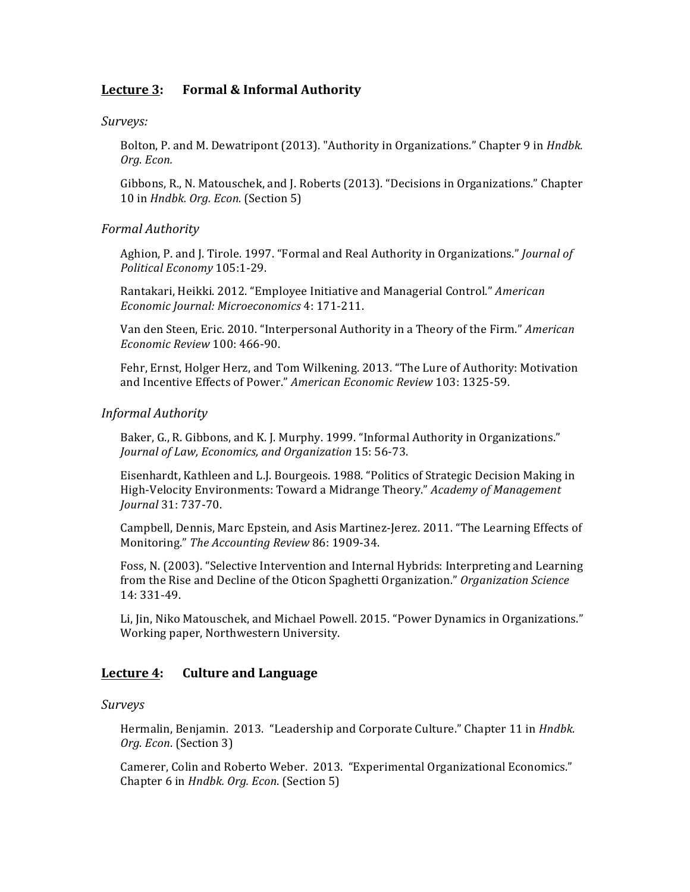## <u>Lecture 3</u>: Formal & Informal Authority

### *Surveys:*

Bolton, P. and M. Dewatripont (2013). "Authority in Organizations." Chapter 9 in *Hndbk. Org. Econ.*

Gibbons, R., N. Matouschek, and J. Roberts (2013). "Decisions in Organizations." Chapter 10 in *Hndbk. Org. Econ.* (Section 5)

### *Formal Authority*

Aghion, P. and J. Tirole. 1997. "Formal and Real Authority in Organizations." *Journal of Political Economy* 105:1-29.

Rantakari, Heikki. 2012. "Employee Initiative and Managerial Control." *American Economic Journal: Microeconomics* 4: 171-211.

Van den Steen, Eric. 2010. "Interpersonal Authority in a Theory of the Firm." *American Economic Review* 100: 466-90.

Fehr, Ernst, Holger Herz, and Tom Wilkening. 2013. "The Lure of Authority: Motivation and Incentive Effects of Power." *American Economic Review* 103: 1325-59.

### *Informal Authority*

Baker, G., R. Gibbons, and K. J. Murphy. 1999. "Informal Authority in Organizations." *Journal of Law, Economics, and Organization* 15: 56-73.

Eisenhardt, Kathleen and L.J. Bourgeois. 1988. "Politics of Strategic Decision Making in High-Velocity Environments: Toward a Midrange Theory." *Academy of Management Journal* 31: 737-70.

Campbell, Dennis, Marc Epstein, and Asis Martinez-Jerez. 2011. "The Learning Effects of Monitoring." *The Accounting Review* 86: 1909-34.

Foss, N. (2003). "Selective Intervention and Internal Hybrids: Interpreting and Learning from the Rise and Decline of the Oticon Spaghetti Organization." *Organization Science* 14: 331-49.

Li, Jin, Niko Matouschek, and Michael Powell. 2015. "Power Dynamics in Organizations." Working paper, Northwestern University.

## <u>Lecture 4</u>: Culture and Language

### *Surveys*

Hermalin, Benjamin. 2013. "Leadership and Corporate Culture." Chapter 11 in *Hndbk. Org. Econ*. (Section 3)

Camerer, Colin and Roberto Weber. 2013. "Experimental Organizational Economics." Chapter 6 in *Hndbk. Org. Econ*. (Section 5)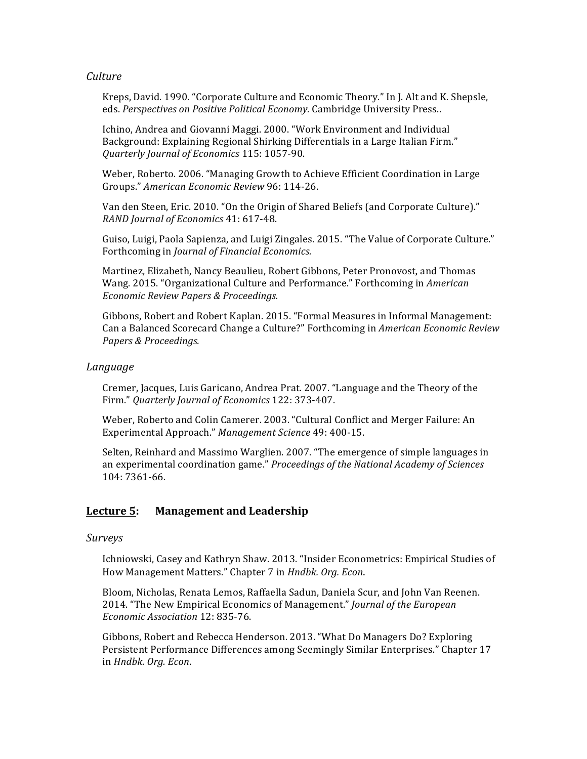*Culture*

Kreps, David. 1990. "Corporate Culture and Economic Theory." In J. Alt and K. Shepsle, eds. *Perspectives on Positive Political Economy*. Cambridge University Press..

Ichino, Andrea and Giovanni Maggi. 2000. "Work Environment and Individual Background: Explaining Regional Shirking Differentials in a Large Italian Firm." *Quarterly Journal of Economics* 115: 1057-90.

Weber, Roberto. 2006. "Managing Growth to Achieve Efficient Coordination in Large Groups." *American Economic Review* 96: 114-26.

Van den Steen, Eric. 2010. "On the Origin of Shared Beliefs (and Corporate Culture)." *RAND Journal of Economics* 41: 617-48.

Guiso, Luigi, Paola Sapienza, and Luigi Zingales. 2015. "The Value of Corporate Culture." Forthcoming in *Journal of Financial Economics.*

Martinez, Elizabeth, Nancy Beaulieu, Robert Gibbons, Peter Pronovost, and Thomas Wang. 2015. "Organizational Culture and Performance." Forthcoming in *American Economic Review Papers & Proceedings.*

Gibbons, Robert and Robert Kaplan. 2015. "Formal Measures in Informal Management: Can a Balanced Scorecard Change a Culture?" Forthcoming in *American Economic Review Papers & Proceedings.*

*Language*

Cremer, Jacques, Luis Garicano, Andrea Prat. 2007. "Language and the Theory of the Firm." *Quarterly Journal of Economics* 122: 373-407.

Weber, Roberto and Colin Camerer. 2003. "Cultural Conflict and Merger Failure: An Experimental Approach." *Management Science* 49: 400-15.

Selten, Reinhard and Massimo Warglien. 2007. "The emergence of simple languages in an experimental coordination game." *Proceedings of the National Academy of Sciences* 104: 7361-66.

## <u>Lecture 5</u>: Management and Leadership

*Surveys*

Ichniowski, Casey and Kathryn Shaw. 2013. "Insider Econometrics: Empirical Studies of How Management Matters." Chapter 7 in *Hndbk. Org. Econ*.

Bloom, Nicholas, Renata Lemos, Raffaella Sadun, Daniela Scur, and John Van Reenen. 2014. "The New Empirical Economics of Management." *Journal of the European Economic Association* 12: 835-76.

Gibbons, Robert and Rebecca Henderson. 2013. "What Do Managers Do? Exploring Persistent Performance Differences among Seemingly Similar Enterprises." Chapter 17 in *Hndbk. Org. Econ*.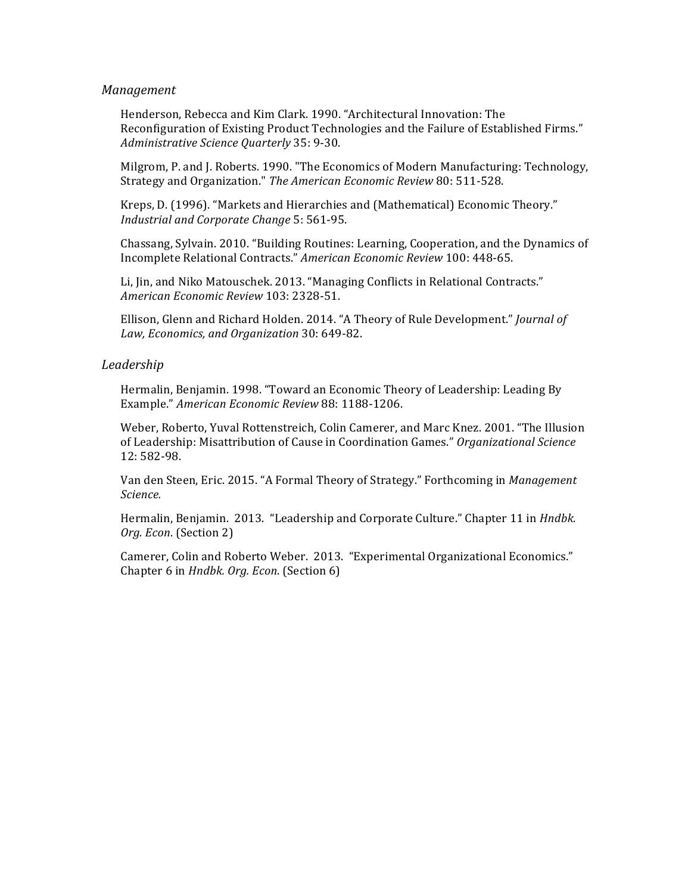*Management*

Henderson, Rebecca and Kim Clark. 1990. "Architectural Innovation: The Reconfiguration of Existing Product Technologies and the Failure of Established Firms." *Administrative Science Quarterly* 35: 9-30.

Milgrom, P. and J. Roberts. 1990. "The Economics of Modern Manufacturing: Technology, Strategy and Organization." *The American Economic Review* 80: 511-528.

Kreps, D. (1996). "Markets and Hierarchies and (Mathematical) Economic Theory." *Industrial and Corporate Change* 5: 561-95.

Chassang, Sylvain. 2010. "Building Routines: Learning, Cooperation, and the Dynamics of Incomplete Relational Contracts." *American Economic Review* 100: 448-65.

Li, Jin, and Niko Matouschek. 2013. "Managing Conflicts in Relational Contracts." *American Economic Review* 103: 2328-51.

Ellison, Glenn and Richard Holden. 2014. "A Theory of Rule Development." *Journal of Law, Economics, and Organization* 30: 649-82.

*Leadership*

Hermalin, Benjamin. 1998. "Toward an Economic Theory of Leadership: Leading By Example." *American Economic Review* 88: 1188-1206.

Weber, Roberto, Yuval Rottenstreich, Colin Camerer, and Marc Knez. 2001. "The Illusion of Leadership: Misattribution of Cause in Coordination Games." *Organizational Science* 12: 582-98.

Van den Steen, Eric. 2015. "A Formal Theory of Strategy." Forthcoming in *Management Science.*

Hermalin, Benjamin. 2013. "Leadership and Corporate Culture." Chapter 11 in *Hndbk. Org. Econ*. (Section 2)

Camerer, Colin and Roberto Weber. 2013. "Experimental Organizational Economics." Chapter 6 in *Hndbk. Org. Econ*. (Section 6)